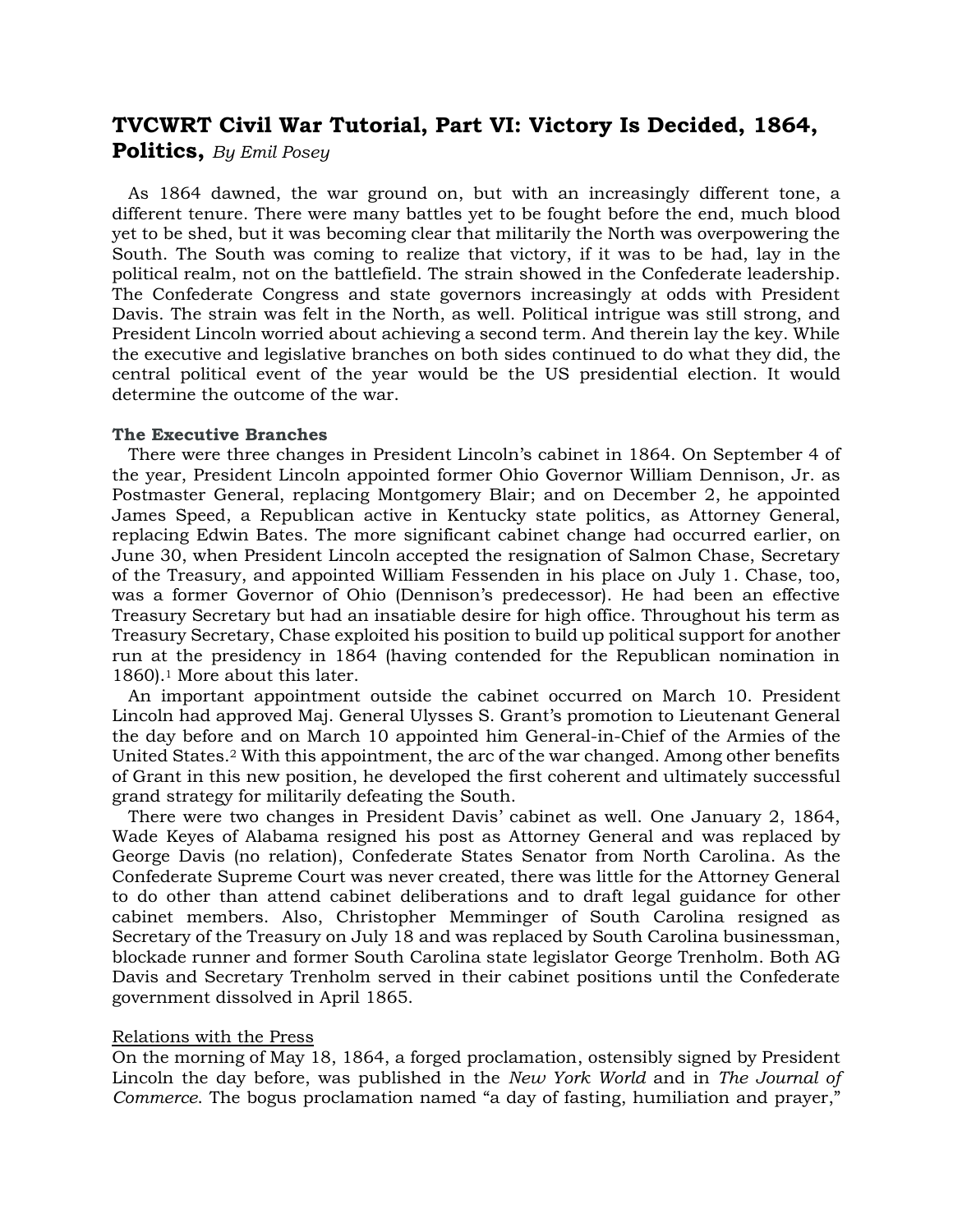# TVCWRT Civil War Tutorial, Part VI: Victory Is Decided, 1864, Politics, *By Emil Posey*

As 1864 dawned, the war ground on, but with an increasingly different tone, a different tenure. There were many battles yet to be fought before the end, much blood yet to be shed, but it was becoming clear that militarily the North was overpowering the South. The South was coming to realize that victory, if it was to be had, lay in the political realm, not on the battlefield. The strain showed in the Confederate leadership. The Confederate Congress and state governors increasingly at odds with President Davis. The strain was felt in the North, as well. Political intrigue was still strong, and President Lincoln worried about achieving a second term. And therein lay the key. While the executive and legislative branches on both sides continued to do what they did, the central political event of the year would be the US presidential election. It would determine the outcome of the war.

### The Executive Branches

There were three changes in President Lincoln's cabinet in 1864. On September 4 of the year, President Lincoln appointed former Ohio Governor William Dennison, Jr. as Postmaster General, replacing Montgomery Blair; and on December 2, he appointed James Speed, a Republican active in Kentucky state politics, as Attorney General, replacing Edwin Bates. The more significant cabinet change had occurred earlier, on June 30, when President Lincoln accepted the resignation of Salmon Chase, Secretary of the Treasury, and appointed William Fessenden in his place on July 1. Chase, too, was a former Governor of Ohio (Dennison's predecessor). He had been an effective Treasury Secretary but had an insatiable desire for high office. Throughout his term as Treasury Secretary, Chase exploited his position to build up political support for another run at the presidency in 1864 (having contended for the Republican nomination in 1860).[1] More about this later.

An important appointment outside the cabinet occurred on March 10. President Lincoln had approved Maj. General Ulysses S. Grant's promotion to Lieutenant General the day before and on March 10 appointed him General-in-Chief of the Armies of the United States.[2] With this appointment, the arc of the war changed. Among other benefits of Grant in this new position, he developed the first coherent and ultimately successful grand strategy for militarily defeating the South.

There were two changes in President Davis' cabinet as well. One January 2, 1864, Wade Keyes of Alabama resigned his post as Attorney General and was replaced by George Davis (no relation), Confederate States Senator from North Carolina. As the Confederate Supreme Court was never created, there was little for the Attorney General to do other than attend cabinet deliberations and to draft legal guidance for other cabinet members. Also, Christopher Memminger of South Carolina resigned as Secretary of the Treasury on July 18 and was replaced by South Carolina businessman, blockade runner and former South Carolina state legislator George Trenholm. Both AG Davis and Secretary Trenholm served in their cabinet positions until the Confederate government dissolved in April 1865.

#### Relations with the Press

On the morning of May 18, 1864, a forged proclamation, ostensibly signed by President Lincoln the day before, was published in the *New York World* and in *The Journal of Commerce*. The bogus proclamation named "a day of fasting, humiliation and prayer,"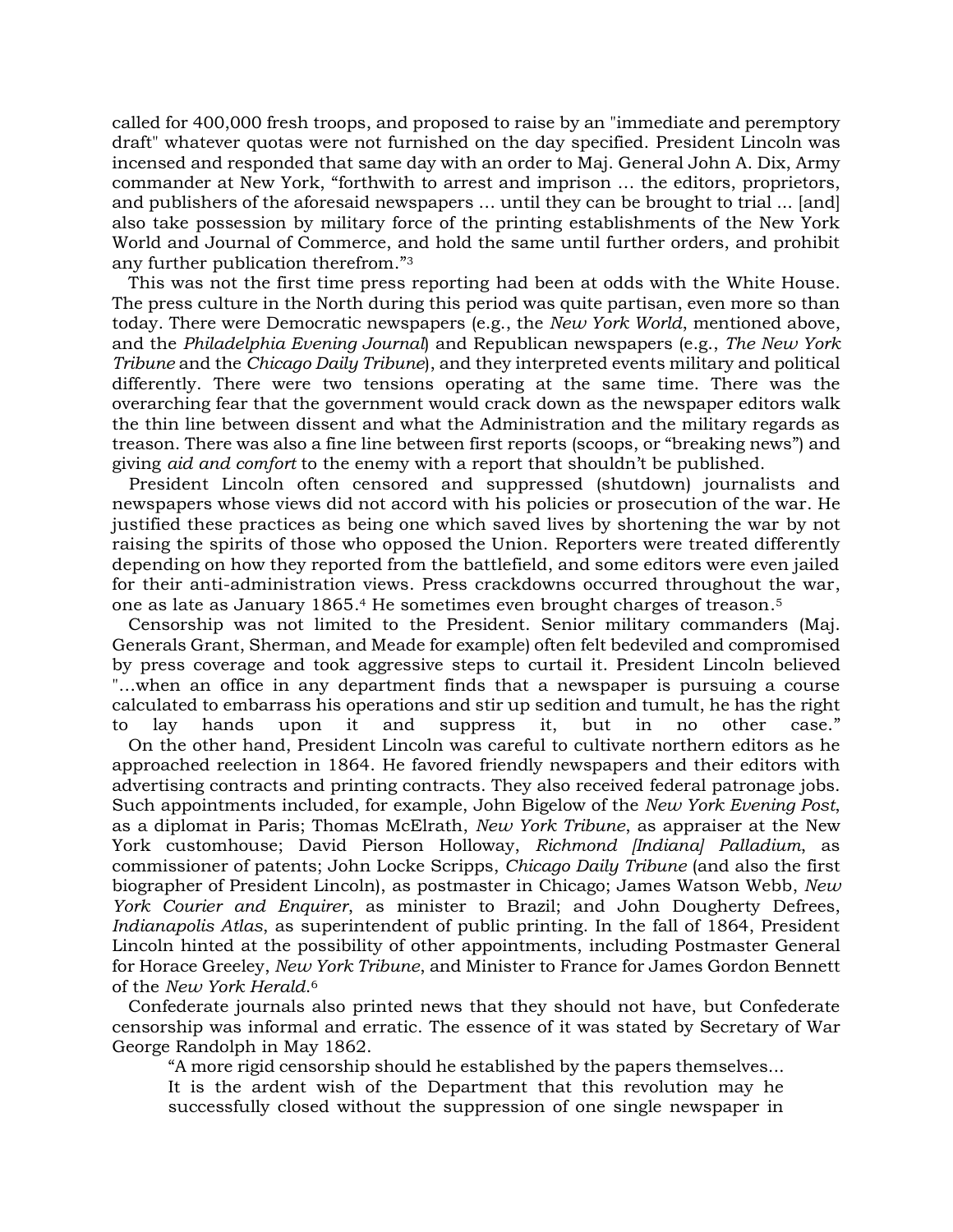called for 400,000 fresh troops, and proposed to raise by an "immediate and peremptory draft" whatever quotas were not furnished on the day specified. President Lincoln was incensed and responded that same day with an order to Maj. General John A. Dix, Army commander at New York, "forthwith to arrest and imprison … the editors, proprietors, and publishers of the aforesaid newspapers … until they can be brought to trial ... [and] also take possession by military force of the printing establishments of the New York World and Journal of Commerce, and hold the same until further orders, and prohibit any further publication therefrom."[3]

This was not the first time press reporting had been at odds with the White House. The press culture in the North during this period was quite partisan, even more so than today. There were Democratic newspapers (e.g., the *New York World*, mentioned above, and the *Philadelphia Evening Journal*) and Republican newspapers (e.g., *The New York Tribune* and the *Chicago Daily Tribune*), and they interpreted events military and political differently. There were two tensions operating at the same time. There was the overarching fear that the government would crack down as the newspaper editors walk the thin line between dissent and what the Administration and the military regards as treason. There was also a fine line between first reports (scoops, or "breaking news") and giving *aid and comfort* to the enemy with a report that shouldn't be published.

President Lincoln often censored and suppressed (shutdown) journalists and newspapers whose views did not accord with his policies or prosecution of the war. He justified these practices as being one which saved lives by shortening the war by not raising the spirits of those who opposed the Union. Reporters were treated differently depending on how they reported from the battlefield, and some editors were even jailed for their anti-administration views. Press crackdowns occurred throughout the war, one as late as January 1865.[4] He sometimes even brought charges of treason.[5]

Censorship was not limited to the President. Senior military commanders (Maj. Generals Grant, Sherman, and Meade for example) often felt bedeviled and compromised by press coverage and took aggressive steps to curtail it. President Lincoln believed "…when an office in any department finds that a newspaper is pursuing a course calculated to embarrass his operations and stir up sedition and tumult, he has the right to lay hands upon it and suppress it, but in no other case."

On the other hand, President Lincoln was careful to cultivate northern editors as he approached reelection in 1864. He favored friendly newspapers and their editors with advertising contracts and printing contracts. They also received federal patronage jobs. Such appointments included, for example, John Bigelow of the *New York Evening Post*, as a diplomat in Paris; Thomas McElrath, *New York Tribune*, as appraiser at the New York customhouse; David Pierson Holloway, *Richmond [Indiana] Palladium*, as commissioner of patents; John Locke Scripps, *Chicago Daily Tribune* (and also the first biographer of President Lincoln), as postmaster in Chicago; James Watson Webb, *New York Courier and Enquirer*, as minister to Brazil; and John Dougherty Defrees, *Indianapolis Atlas*, as superintendent of public printing. In the fall of 1864, President Lincoln hinted at the possibility of other appointments, including Postmaster General for Horace Greeley, *New York Tribune*, and Minister to France for James Gordon Bennett of the *New York Herald*.[6]

Confederate journals also printed news that they should not have, but Confederate censorship was informal and erratic. The essence of it was stated by Secretary of War George Randolph in May 1862.

> "A more rigid censorship should he established by the papers themselves... It is the ardent wish of the Department that this revolution may he successfully closed without the suppression of one single newspaper in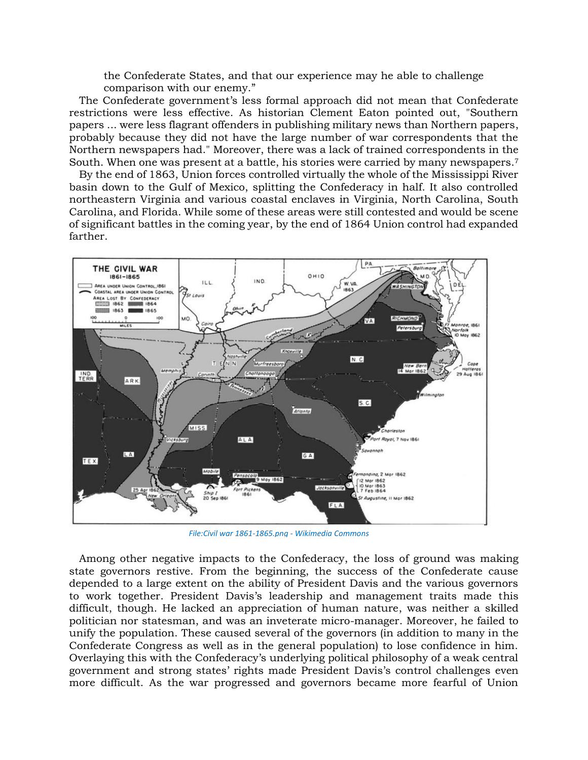the Confederate States, and that our experience may he able to challenge comparison with our enemy."

The Confederate government's less formal approach did not mean that Confederate restrictions were less effective. As historian Clement Eaton pointed out, "Southern papers ... were less flagrant offenders in publishing military news than Northern papers, probably because they did not have the large number of war correspondents that the Northern newspapers had." Moreover, there was a lack of trained correspondents in the South. When one was present at a battle, his stories were carried by many newspapers.[7]

By the end of 1863, Union forces controlled virtually the whole of the Mississippi River basin down to the Gulf of Mexico, splitting the Confederacy in half. It also controlled northeastern Virginia and various coastal enclaves in Virginia, North Carolina, South Carolina, and Florida. While some of these areas were still contested and would be scene of significant battles in the coming year, by the end of 1864 Union control had expanded farther.

*File:Civil war 1861-1865.png - Wikimedia Commons*

Among other negative impacts to the Confederacy, the loss of ground was making state governors restive. From the beginning, the success of the Confederate cause depended to a large extent on the ability of President Davis and the various governors to work together. President Davis's leadership and management traits made this difficult, though. He lacked an appreciation of human nature, was neither a skilled politician nor statesman, and was an inveterate micro-manager. Moreover, he failed to unify the population. These caused several of the governors (in addition to many in the Confederate Congress as well as in the general population) to lose confidence in him. Overlaying this with the Confederacy's underlying political philosophy of a weak central government and strong states' rights made President Davis's control challenges even more difficult. As the war progressed and governors became more fearful of Union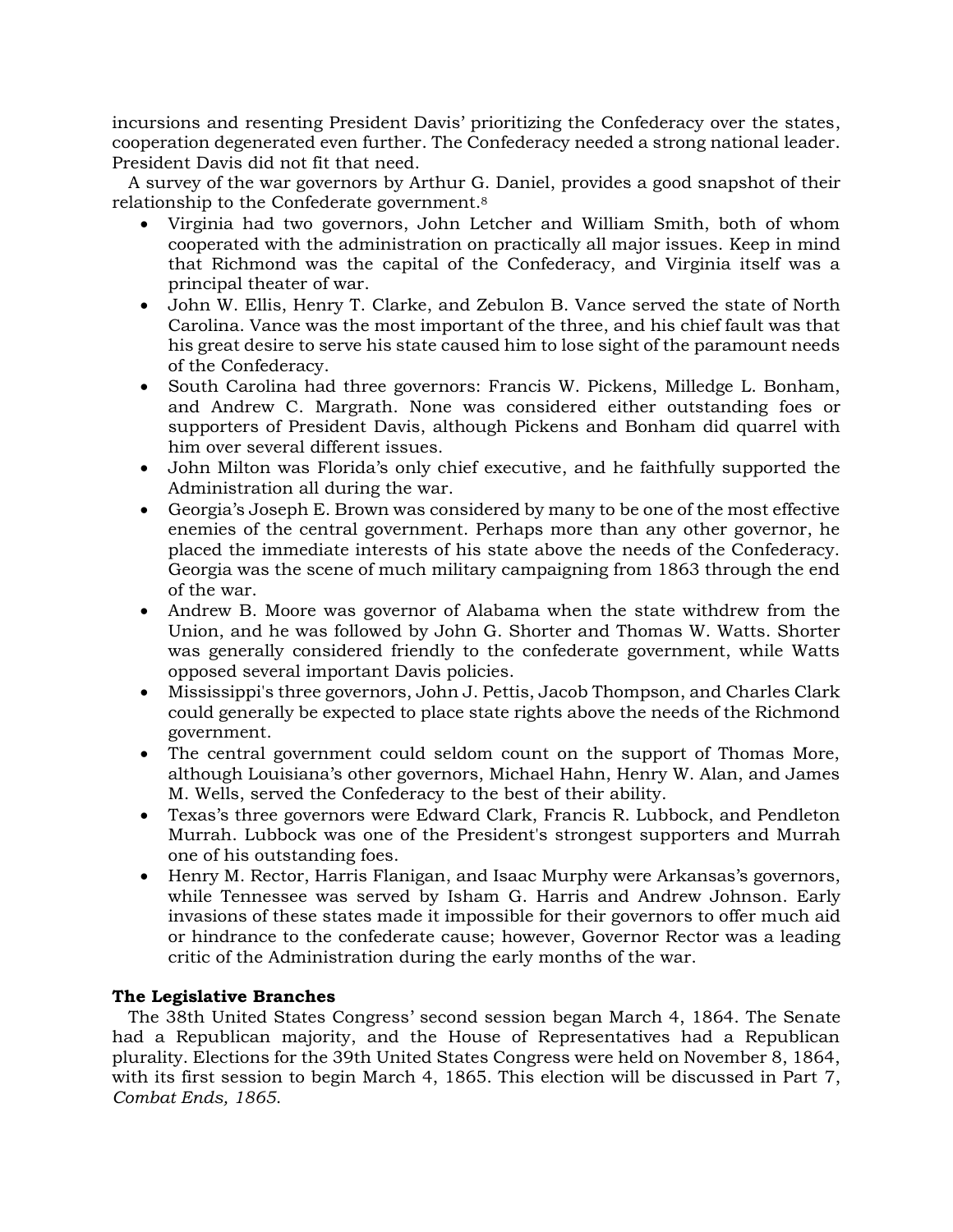incursions and resenting President Davis' prioritizing the Confederacy over the states, cooperation degenerated even further. The Confederacy needed a strong national leader. President Davis did not fit that need.

A survey of the war governors by Arthur G. Daniel, provides a good snapshot of their relationship to the Confederate government.[8]

- Virginia had two governors, John Letcher and William Smith, both of whom cooperated with the administration on practically all major issues. Keep in mind that Richmond was the capital of the Confederacy, and Virginia itself was a principal theater of war.
- John W. Ellis, Henry T. Clarke, and Zebulon B. Vance served the state of North Carolina. Vance was the most important of the three, and his chief fault was that his great desire to serve his state caused him to lose sight of the paramount needs of the Confederacy.
- South Carolina had three governors: Francis W. Pickens, Milledge L. Bonham, and Andrew C. Margrath. None was considered either outstanding foes or supporters of President Davis, although Pickens and Bonham did quarrel with him over several different issues.
- John Milton was Florida's only chief executive, and he faithfully supported the Administration all during the war.
- Georgia's Joseph E. Brown was considered by many to be one of the most effective enemies of the central government. Perhaps more than any other governor, he placed the immediate interests of his state above the needs of the Confederacy. Georgia was the scene of much military campaigning from 1863 through the end of the war.
- Andrew B. Moore was governor of Alabama when the state withdrew from the Union, and he was followed by John G. Shorter and Thomas W. Watts. Shorter was generally considered friendly to the confederate government, while Watts opposed several important Davis policies.
- Mississippi's three governors, John J. Pettis, Jacob Thompson, and Charles Clark could generally be expected to place state rights above the needs of the Richmond government.
- The central government could seldom count on the support of Thomas More, although Louisiana's other governors, Michael Hahn, Henry W. Alan, and James M. Wells, served the Confederacy to the best of their ability.
- Texas's three governors were Edward Clark, Francis R. Lubbock, and Pendleton Murrah. Lubbock was one of the President's strongest supporters and Murrah one of his outstanding foes.
- Henry M. Rector, Harris Flanigan, and Isaac Murphy were Arkansas's governors, while Tennessee was served by Isham G. Harris and Andrew Johnson. Early invasions of these states made it impossible for their governors to offer much aid or hindrance to the confederate cause; however, Governor Rector was a leading critic of the Administration during the early months of the war.

**The Legislative Branches**

The 38th United States Congress' second session began March 4, 1864. The Senate had a Republican majority, and the House of Representatives had a Republican plurality. Elections for the 39th United States Congress were held on November 8, 1864, with its first session to begin March 4, 1865. This election will be discussed in Part 7, *Combat Ends, 1865*.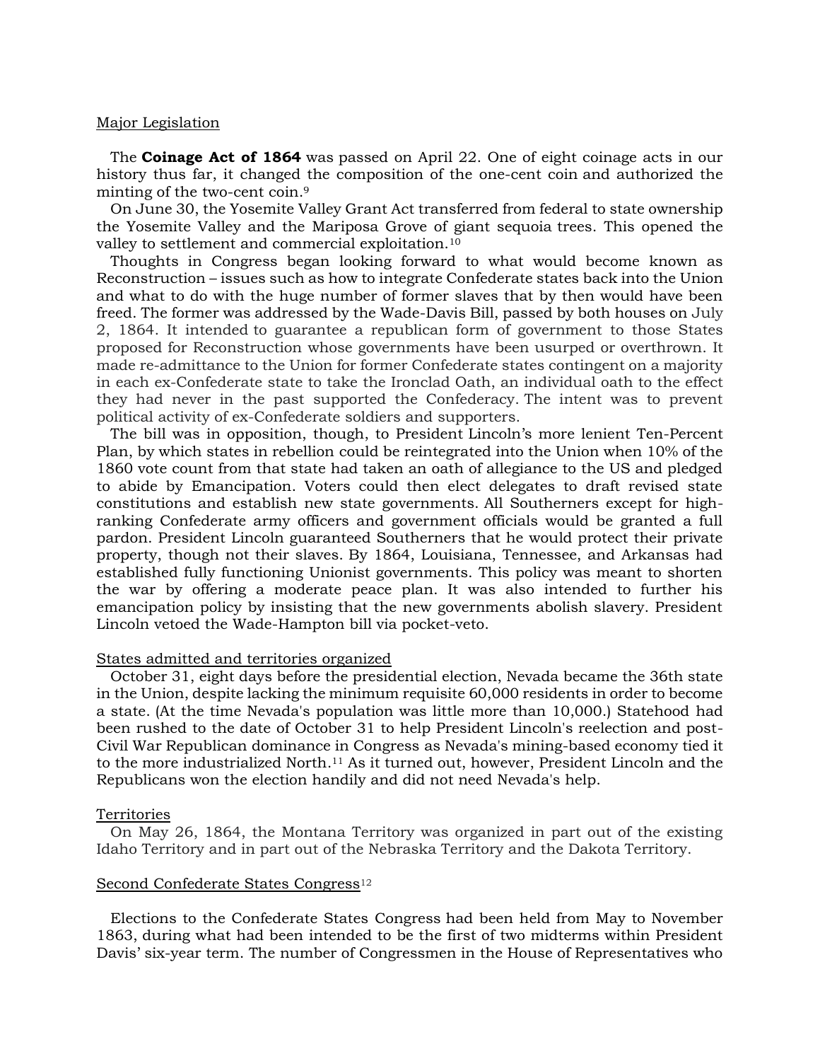Major Legislation

The **Coinage Act of 1864** was passed on April 22. One of eight coinage acts in our history thus far, it changed the composition of the one-cent coin and authorized the minting of the two-cent coin.[9]

On June 30, the Yosemite Valley Grant Act transferred from federal to state ownership the Yosemite Valley and the Mariposa Grove of giant sequoia trees. This opened the valley to settlement and commercial exploitation.[10]

Thoughts in Congress began looking forward to what would become known as Reconstruction – issues such as how to integrate Confederate states back into the Union and what to do with the huge number of former slaves that by then would have been freed. The former was addressed by the Wade-Davis Bill, passed by both houses on July 2, 1864. It intended to guarantee a republican form of government to those States proposed for Reconstruction whose governments have been usurped or overthrown. It made re-admittance to the Union for former Confederate states contingent on a majority in each ex-Confederate state to take the Ironclad Oath, an individual oath to the effect they had never in the past supported the Confederacy. The intent was to prevent political activity of ex-Confederate soldiers and supporters.

The bill was in opposition, though, to President Lincoln's more lenient Ten-Percent Plan, by which states in rebellion could be reintegrated into the Union when 10% of the 1860 vote count from that state had taken an oath of allegiance to the US and pledged to abide by Emancipation. Voters could then elect delegates to draft revised state constitutions and establish new state governments. All Southerners except for high-ranking Confederate army officers and government officials would be granted a full pardon. President Lincoln guaranteed Southerners that he would protect their private property, though not their slaves. By 1864, Louisiana, Tennessee, and Arkansas had established fully functioning Unionist governments. This policy was meant to shorten the war by offering a moderate peace plan. It was also intended to further his emancipation policy by insisting that the new governments abolish slavery. President Lincoln vetoed the Wade-Hampton bill via pocket-veto.

States admitted and territories organized

October 31, eight days before the presidential election, Nevada became the 36th state in the Union, despite lacking the minimum requisite 60,000 residents in order to become a state. (At the time Nevada's population was little more than 10,000.) Statehood had been rushed to the date of October 31 to help President Lincoln's reelection and post-Civil War Republican dominance in Congress as Nevada's mining-based economy tied it to the more industrialized North.[11] As it turned out, however, President Lincoln and the Republicans won the election handily and did not need Nevada's help.

Territories

On May 26, 1864, the Montana Territory was organized in part out of the existing Idaho Territory and in part out of the Nebraska Territory and the Dakota Territory.

Second Confederate States Congress[12]

Elections to the Confederate States Congress had been held from May to November 1863, during what had been intended to be the first of two midterms within President Davis' six-year term. The number of Congressmen in the House of Representatives who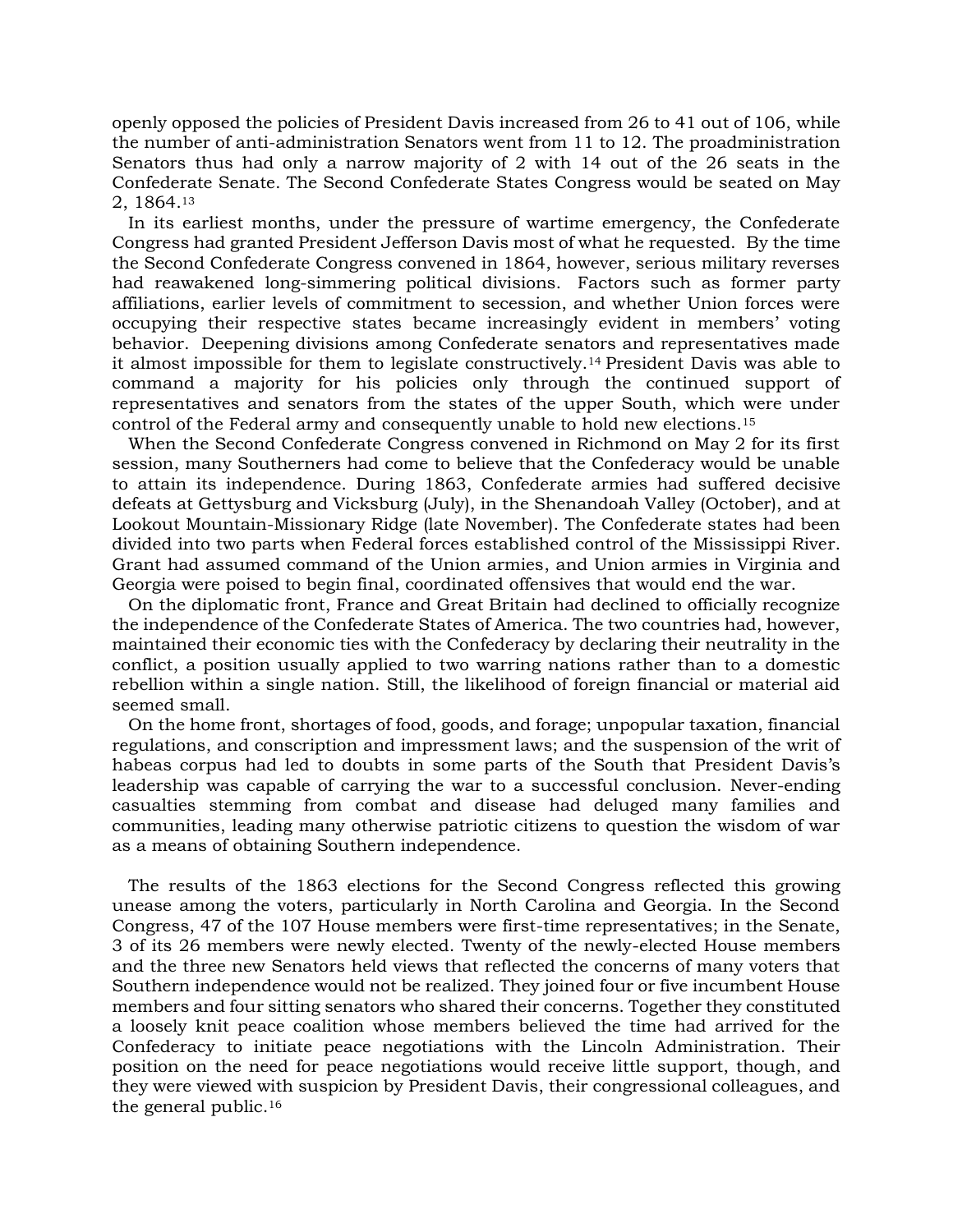openly opposed the policies of President Davis increased from 26 to 41 out of 106, while the number of anti-administration Senators went from 11 to 12. The proadministration Senators thus had only a narrow majority of 2 with 14 out of the 26 seats in the Confederate Senate. The Second Confederate States Congress would be seated on May 2, 1864.[13]

In its earliest months, under the pressure of wartime emergency, the Confederate Congress had granted President Jefferson Davis most of what he requested. By the time the Second Confederate Congress convened in 1864, however, serious military reverses had reawakened long-simmering political divisions. Factors such as former party affiliations, earlier levels of commitment to secession, and whether Union forces were occupying their respective states became increasingly evident in members' voting behavior. Deepening divisions among Confederate senators and representatives made it almost impossible for them to legislate constructively.[14] President Davis was able to command a majority for his policies only through the continued support of representatives and senators from the states of the upper South, which were under control of the Federal army and consequently unable to hold new elections.[15]

When the Second Confederate Congress convened in Richmond on May 2 for its first session, many Southerners had come to believe that the Confederacy would be unable to attain its independence. During 1863, Confederate armies had suffered decisive defeats at Gettysburg and Vicksburg (July), in the Shenandoah Valley (October), and at Lookout Mountain-Missionary Ridge (late November). The Confederate states had been divided into two parts when Federal forces established control of the Mississippi River. Grant had assumed command of the Union armies, and Union armies in Virginia and Georgia were poised to begin final, coordinated offensives that would end the war.

On the diplomatic front, France and Great Britain had declined to officially recognize the independence of the Confederate States of America. The two countries had, however, maintained their economic ties with the Confederacy by declaring their neutrality in the conflict, a position usually applied to two warring nations rather than to a domestic rebellion within a single nation. Still, the likelihood of foreign financial or material aid seemed small.

On the home front, shortages of food, goods, and forage; unpopular taxation, financial regulations, and conscription and impressment laws; and the suspension of the writ of habeas corpus had led to doubts in some parts of the South that President Davis's leadership was capable of carrying the war to a successful conclusion. Never-ending casualties stemming from combat and disease had deluged many families and communities, leading many otherwise patriotic citizens to question the wisdom of war as a means of obtaining Southern independence.

The results of the 1863 elections for the Second Congress reflected this growing unease among the voters, particularly in North Carolina and Georgia. In the Second Congress, 47 of the 107 House members were first-time representatives; in the Senate, 3 of its 26 members were newly elected. Twenty of the newly-elected House members and the three new Senators held views that reflected the concerns of many voters that Southern independence would not be realized. They joined four or five incumbent House members and four sitting senators who shared their concerns. Together they constituted a loosely knit peace coalition whose members believed the time had arrived for the Confederacy to initiate peace negotiations with the Lincoln Administration. Their position on the need for peace negotiations would receive little support, though, and they were viewed with suspicion by President Davis, their congressional colleagues, and the general public.[16]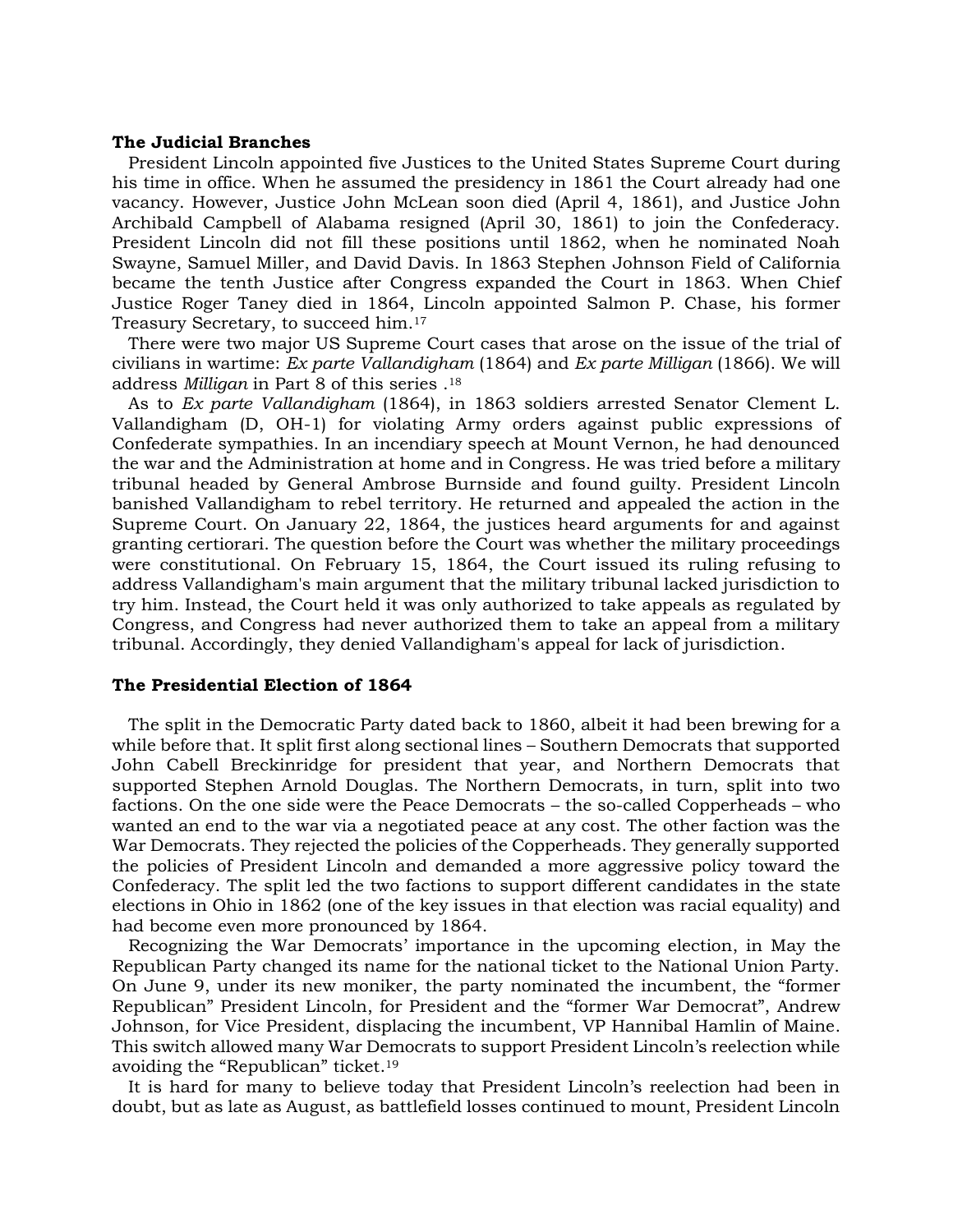### The Judicial Branches

President Lincoln appointed five Justices to the United States Supreme Court during his time in office. When he assumed the presidency in 1861 the Court already had one vacancy. However, Justice John McLean soon died (April 4, 1861), and Justice John Archibald Campbell of Alabama resigned (April 30, 1861) to join the Confederacy. President Lincoln did not fill these positions until 1862, when he nominated Noah Swayne, Samuel Miller, and David Davis. In 1863 Stephen Johnson Field of California became the tenth Justice after Congress expanded the Court in 1863. When Chief Justice Roger Taney died in 1864, Lincoln appointed Salmon P. Chase, his former Treasury Secretary, to succeed him.[17]

There were two major US Supreme Court cases that arose on the issue of the trial of civilians in wartime: *Ex parte Vallandigham* (1864) and *Ex parte Milligan* (1866). We will address *Milligan* in Part 8 of this series .[18]

As to *Ex parte Vallandigham* (1864), in 1863 soldiers arrested Senator Clement L. Vallandigham (D, OH-1) for violating Army orders against public expressions of Confederate sympathies. In an incendiary speech at Mount Vernon, he had denounced the war and the Administration at home and in Congress. He was tried before a military tribunal headed by General Ambrose Burnside and found guilty. President Lincoln banished Vallandigham to rebel territory. He returned and appealed the action in the Supreme Court. On January 22, 1864, the justices heard arguments for and against granting certiorari. The question before the Court was whether the military proceedings were constitutional. On February 15, 1864, the Court issued its ruling refusing to address Vallandigham's main argument that the military tribunal lacked jurisdiction to try him. Instead, the Court held it was only authorized to take appeals as regulated by Congress, and Congress had never authorized them to take an appeal from a military tribunal. Accordingly, they denied Vallandigham's appeal for lack of jurisdiction.

### The Presidential Election of 1864

The split in the Democratic Party dated back to 1860, albeit it had been brewing for a while before that. It split first along sectional lines – Southern Democrats that supported John Cabell Breckinridge for president that year, and Northern Democrats that supported Stephen Arnold Douglas. The Northern Democrats, in turn, split into two factions. On the one side were the Peace Democrats – the so-called Copperheads – who wanted an end to the war via a negotiated peace at any cost. The other faction was the War Democrats. They rejected the policies of the Copperheads. They generally supported the policies of President Lincoln and demanded a more aggressive policy toward the Confederacy. The split led the two factions to support different candidates in the state elections in Ohio in 1862 (one of the key issues in that election was racial equality) and had become even more pronounced by 1864.

Recognizing the War Democrats' importance in the upcoming election, in May the Republican Party changed its name for the national ticket to the National Union Party. On June 9, under its new moniker, the party nominated the incumbent, the "former Republican" President Lincoln, for President and the "former War Democrat", Andrew Johnson, for Vice President, displacing the incumbent, VP Hannibal Hamlin of Maine. This switch allowed many War Democrats to support President Lincoln's reelection while avoiding the "Republican" ticket.[19]

It is hard for many to believe today that President Lincoln's reelection had been in doubt, but as late as August, as battlefield losses continued to mount, President Lincoln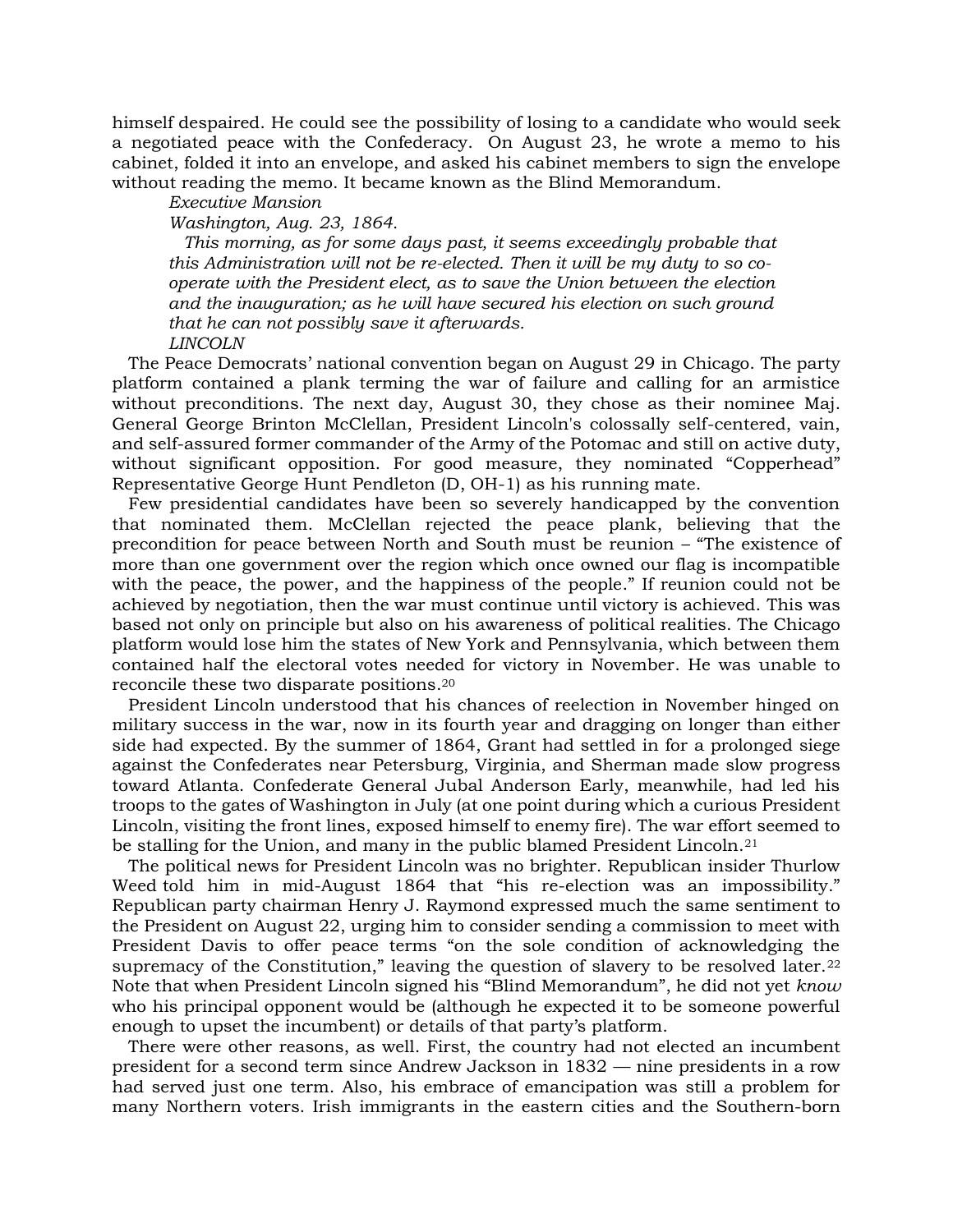himself despaired. He could see the possibility of losing to a candidate who would seek a negotiated peace with the Confederacy. On August 23, he wrote a memo to his cabinet, folded it into an envelope, and asked his cabinet members to sign the envelope without reading the memo. It became known as the Blind Memorandum.

> *Executive Mansion*
>
> *Washington, Aug. 23, 1864.*
>
> *This morning, as for some days past, it seems exceedingly probable that this Administration will not be re-elected. Then it will be my duty to so co-operate with the President elect, as to save the Union between the election and the inauguration; as he will have secured his election on such ground that he can not possibly save it afterwards.*
>
> *LINCOLN*

The Peace Democrats' national convention began on August 29 in Chicago. The party platform contained a plank terming the war of failure and calling for an armistice without preconditions. The next day, August 30, they chose as their nominee Maj. General George Brinton McClellan, President Lincoln's colossally self-centered, vain, and self-assured former commander of the Army of the Potomac and still on active duty, without significant opposition. For good measure, they nominated "Copperhead" Representative George Hunt Pendleton (D, OH-1) as his running mate.

Few presidential candidates have been so severely handicapped by the convention that nominated them. McClellan rejected the peace plank, believing that the precondition for peace between North and South must be reunion – "The existence of more than one government over the region which once owned our flag is incompatible with the peace, the power, and the happiness of the people." If reunion could not be achieved by negotiation, then the war must continue until victory is achieved. This was based not only on principle but also on his awareness of political realities. The Chicago platform would lose him the states of New York and Pennsylvania, which between them contained half the electoral votes needed for victory in November. He was unable to reconcile these two disparate positions.[20]

President Lincoln understood that his chances of reelection in November hinged on military success in the war, now in its fourth year and dragging on longer than either side had expected. By the summer of 1864, Grant had settled in for a prolonged siege against the Confederates near Petersburg, Virginia, and Sherman made slow progress toward Atlanta. Confederate General Jubal Anderson Early, meanwhile, had led his troops to the gates of Washington in July (at one point during which a curious President Lincoln, visiting the front lines, exposed himself to enemy fire). The war effort seemed to be stalling for the Union, and many in the public blamed President Lincoln.[21]

The political news for President Lincoln was no brighter. Republican insider Thurlow Weed told him in mid-August 1864 that "his re-election was an impossibility." Republican party chairman Henry J. Raymond expressed much the same sentiment to the President on August 22, urging him to consider sending a commission to meet with President Davis to offer peace terms "on the sole condition of acknowledging the supremacy of the Constitution," leaving the question of slavery to be resolved later.[22] Note that when President Lincoln signed his "Blind Memorandum", he did not yet *know* who his principal opponent would be (although he expected it to be someone powerful enough to upset the incumbent) or details of that party's platform.

There were other reasons, as well. First, the country had not elected an incumbent president for a second term since Andrew Jackson in 1832 — nine presidents in a row had served just one term. Also, his embrace of emancipation was still a problem for many Northern voters. Irish immigrants in the eastern cities and the Southern-born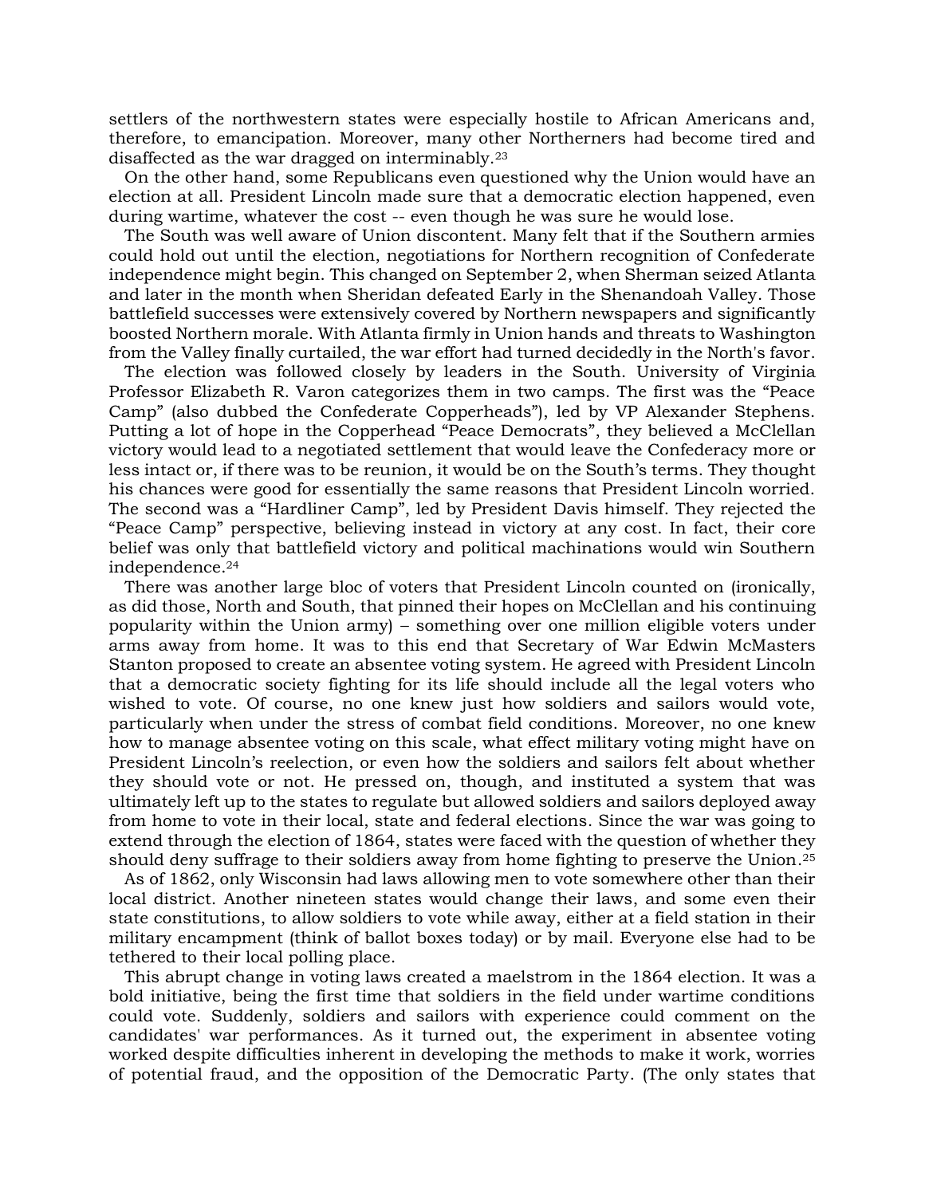settlers of the northwestern states were especially hostile to African Americans and, therefore, to emancipation. Moreover, many other Northerners had become tired and disaffected as the war dragged on interminably.[23]

On the other hand, some Republicans even questioned why the Union would have an election at all. President Lincoln made sure that a democratic election happened, even during wartime, whatever the cost -- even though he was sure he would lose.

The South was well aware of Union discontent. Many felt that if the Southern armies could hold out until the election, negotiations for Northern recognition of Confederate independence might begin. This changed on September 2, when Sherman seized Atlanta and later in the month when Sheridan defeated Early in the Shenandoah Valley. Those battlefield successes were extensively covered by Northern newspapers and significantly boosted Northern morale. With Atlanta firmly in Union hands and threats to Washington from the Valley finally curtailed, the war effort had turned decidedly in the North's favor.

The election was followed closely by leaders in the South. University of Virginia Professor Elizabeth R. Varon categorizes them in two camps. The first was the "Peace Camp" (also dubbed the Confederate Copperheads"), led by VP Alexander Stephens. Putting a lot of hope in the Copperhead "Peace Democrats", they believed a McClellan victory would lead to a negotiated settlement that would leave the Confederacy more or less intact or, if there was to be reunion, it would be on the South's terms. They thought his chances were good for essentially the same reasons that President Lincoln worried. The second was a "Hardliner Camp", led by President Davis himself. They rejected the "Peace Camp" perspective, believing instead in victory at any cost. In fact, their core belief was only that battlefield victory and political machinations would win Southern independence.[24]

There was another large bloc of voters that President Lincoln counted on (ironically, as did those, North and South, that pinned their hopes on McClellan and his continuing popularity within the Union army) – something over one million eligible voters under arms away from home. It was to this end that Secretary of War Edwin McMasters Stanton proposed to create an absentee voting system. He agreed with President Lincoln that a democratic society fighting for its life should include all the legal voters who wished to vote. Of course, no one knew just how soldiers and sailors would vote, particularly when under the stress of combat field conditions. Moreover, no one knew how to manage absentee voting on this scale, what effect military voting might have on President Lincoln's reelection, or even how the soldiers and sailors felt about whether they should vote or not. He pressed on, though, and instituted a system that was ultimately left up to the states to regulate but allowed soldiers and sailors deployed away from home to vote in their local, state and federal elections. Since the war was going to extend through the election of 1864, states were faced with the question of whether they should deny suffrage to their soldiers away from home fighting to preserve the Union.[25]

As of 1862, only Wisconsin had laws allowing men to vote somewhere other than their local district. Another nineteen states would change their laws, and some even their state constitutions, to allow soldiers to vote while away, either at a field station in their military encampment (think of ballot boxes today) or by mail. Everyone else had to be tethered to their local polling place.

This abrupt change in voting laws created a maelstrom in the 1864 election. It was a bold initiative, being the first time that soldiers in the field under wartime conditions could vote. Suddenly, soldiers and sailors with experience could comment on the candidates' war performances. As it turned out, the experiment in absentee voting worked despite difficulties inherent in developing the methods to make it work, worries of potential fraud, and the opposition of the Democratic Party. (The only states that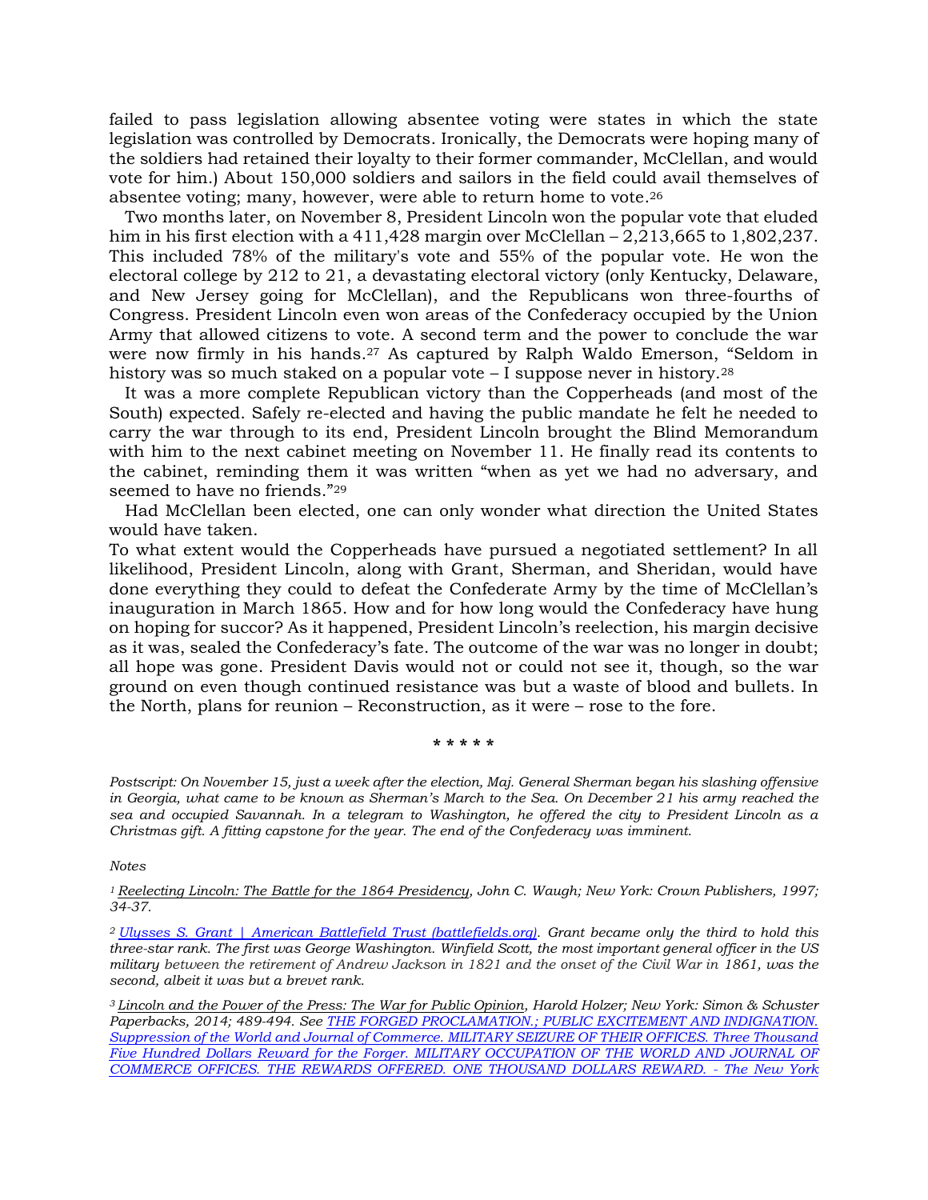failed to pass legislation allowing absentee voting were states in which the state legislation was controlled by Democrats. Ironically, the Democrats were hoping many of the soldiers had retained their loyalty to their former commander, McClellan, and would vote for him.) About 150,000 soldiers and sailors in the field could avail themselves of absentee voting; many, however, were able to return home to vote.[26]

Two months later, on November 8, President Lincoln won the popular vote that eluded him in his first election with a 411,428 margin over McClellan – 2,213,665 to 1,802,237. This included 78% of the military's vote and 55% of the popular vote. He won the electoral college by 212 to 21, a devastating electoral victory (only Kentucky, Delaware, and New Jersey going for McClellan), and the Republicans won three-fourths of Congress. President Lincoln even won areas of the Confederacy occupied by the Union Army that allowed citizens to vote. A second term and the power to conclude the war were now firmly in his hands.[27] As captured by Ralph Waldo Emerson, "Seldom in history was so much staked on a popular vote – I suppose never in history.[28]

It was a more complete Republican victory than the Copperheads (and most of the South) expected. Safely re-elected and having the public mandate he felt he needed to carry the war through to its end, President Lincoln brought the Blind Memorandum with him to the next cabinet meeting on November 11. He finally read its contents to the cabinet, reminding them it was written "when as yet we had no adversary, and seemed to have no friends."[29]

Had McClellan been elected, one can only wonder what direction the United States would have taken.

To what extent would the Copperheads have pursued a negotiated settlement? In all likelihood, President Lincoln, along with Grant, Sherman, and Sheridan, would have done everything they could to defeat the Confederate Army by the time of McClellan's inauguration in March 1865. How and for how long would the Confederacy have hung on hoping for succor? As it happened, President Lincoln's reelection, his margin decisive as it was, sealed the Confederacy's fate. The outcome of the war was no longer in doubt; all hope was gone. President Davis would not or could not see it, though, so the war ground on even though continued resistance was but a waste of blood and bullets. In the North, plans for reunion – Reconstruction, as it were – rose to the fore.

\* \* \* \* \*

*Postscript: On November 15, just a week after the election, Maj. General Sherman began his slashing offensive in Georgia, what came to be known as Sherman's March to the Sea. On December 21 his army reached the sea and occupied Savannah. In a telegram to Washington, he offered the city to President Lincoln as a Christmas gift. A fitting capstone for the year. The end of the Confederacy was imminent.*

*Notes*

[1] *Reelecting Lincoln: The Battle for the 1864 Presidency, John C. Waugh; New York: Crown Publishers, 1997; 34-37.*

[2] *Ulysses S. Grant | American Battlefield Trust (battlefields.org). Grant became only the third to hold this three-star rank. The first was George Washington. Winfield Scott, the most important general officer in the US military between the retirement of Andrew Jackson in 1821 and the onset of the Civil War in 1861, was the second, albeit it was but a brevet rank.*

[3] *Lincoln and the Power of the Press: The War for Public Opinion, Harold Holzer; New York: Simon & Schuster Paperbacks, 2014; 489-494. See THE FORGED PROCLAMATION.; PUBLIC EXCITEMENT AND INDIGNATION. Suppression of the World and Journal of Commerce. MILITARY SEIZURE OF THEIR OFFICES. Three Thousand Five Hundred Dollars Reward for the Forger. MILITARY OCCUPATION OF THE WORLD AND JOURNAL OF COMMERCE OFFICES. THE REWARDS OFFERED. ONE THOUSAND DOLLARS REWARD. - The New York*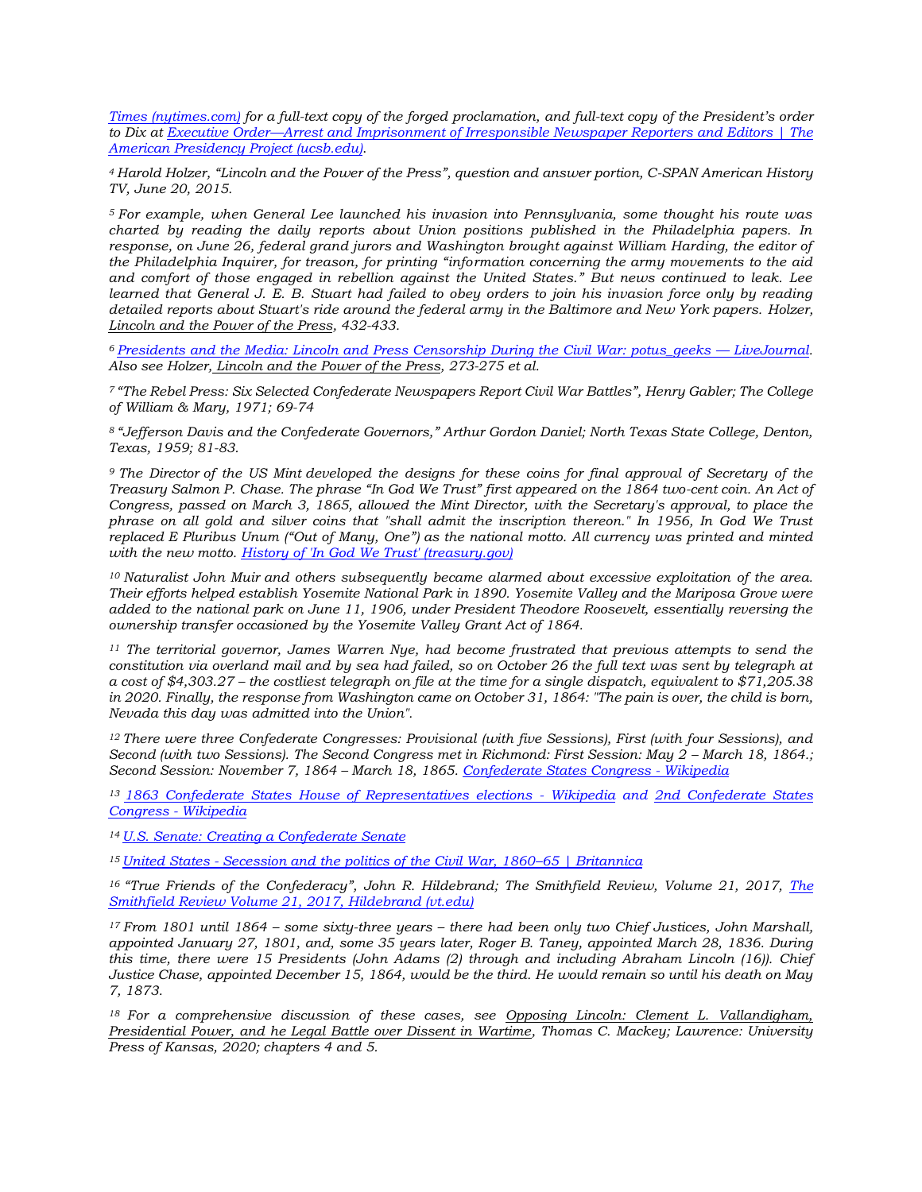*[Times (nytimes.com)](#) for a full-text copy of the forged proclamation, and full-text copy of the President's order to Dix at [Executive Order—Arrest and Imprisonment of Irresponsible Newspaper Reporters and Editors | The American Presidency Project (ucsb.edu)](#).*

[4] *Harold Holzer, "Lincoln and the Power of the Press", question and answer portion, C-SPAN American History TV, June 20, 2015.*

[5] *For example, when General Lee launched his invasion into Pennsylvania, some thought his route was charted by reading the daily reports about Union positions published in the Philadelphia papers. In response, on June 26, federal grand jurors and Washington brought against William Harding, the editor of the Philadelphia Inquirer, for treason, for printing "information concerning the army movements to the aid and comfort of those engaged in rebellion against the United States." But news continued to leak. Lee learned that General J. E. B. Stuart had failed to obey orders to join his invasion force only by reading detailed reports about Stuart's ride around the federal army in the Baltimore and New York papers. Holzer, Lincoln and the Power of the Press, 432-433.*

[6] *[Presidents and the Media: Lincoln and Press Censorship During the Civil War: potus_geeks — LiveJournal](#). Also see Holzer, Lincoln and the Power of the Press, 273-275 et al.*

[7] *"The Rebel Press: Six Selected Confederate Newspapers Report Civil War Battles", Henry Gabler; The College of William & Mary, 1971; 69-74*

[8] *"Jefferson Davis and the Confederate Governors," Arthur Gordon Daniel; North Texas State College, Denton, Texas, 1959; 81-83.*

[9] *The Director of the US Mint developed the designs for these coins for final approval of Secretary of the Treasury Salmon P. Chase. The phrase "In God We Trust" first appeared on the 1864 two-cent coin. An Act of Congress, passed on March 3, 1865, allowed the Mint Director, with the Secretary's approval, to place the phrase on all gold and silver coins that "shall admit the inscription thereon." In 1956, In God We Trust replaced E Pluribus Unum ("Out of Many, One") as the national motto. All currency was printed and minted with the new motto. [History of 'In God We Trust' (treasury.gov)](#)*

[10] *Naturalist John Muir and others subsequently became alarmed about excessive exploitation of the area. Their efforts helped establish Yosemite National Park in 1890. Yosemite Valley and the Mariposa Grove were added to the national park on June 11, 1906, under President Theodore Roosevelt, essentially reversing the ownership transfer occasioned by the Yosemite Valley Grant Act of 1864.*

[11] *The territorial governor, James Warren Nye, had become frustrated that previous attempts to send the constitution via overland mail and by sea had failed, so on October 26 the full text was sent by telegraph at a cost of $4,303.27 – the costliest telegraph on file at the time for a single dispatch, equivalent to $71,205.38 in 2020. Finally, the response from Washington came on October 31, 1864: "The pain is over, the child is born, Nevada this day was admitted into the Union".*

[12] *There were three Confederate Congresses: Provisional (with five Sessions), First (with four Sessions), and Second (with two Sessions). The Second Congress met in Richmond: First Session: May 2 – March 18, 1864.; Second Session: November 7, 1864 – March 18, 1865. [Confederate States Congress - Wikipedia](#)*

[13] *[1863 Confederate States House of Representatives elections - Wikipedia](#) and [2nd Confederate States Congress - Wikipedia](#)*

[14] *[U.S. Senate: Creating a Confederate Senate](#)*

[15] *[United States - Secession and the politics of the Civil War, 1860–65 | Britannica](#)*

[16] *"True Friends of the Confederacy", John R. Hildebrand; The Smithfield Review, Volume 21, 2017, [The Smithfield Review Volume 21, 2017, Hildebrand (vt.edu)](#)*

[17] *From 1801 until 1864 – some sixty-three years – there had been only two Chief Justices, John Marshall, appointed January 27, 1801, and, some 35 years later, Roger B. Taney, appointed March 28, 1836. During this time, there were 15 Presidents (John Adams (2) through and including Abraham Lincoln (16)). Chief Justice Chase, appointed December 15, 1864, would be the third. He would remain so until his death on May 7, 1873.*

[18] *For a comprehensive discussion of these cases, see Opposing Lincoln: Clement L. Vallandigham, Presidential Power, and he Legal Battle over Dissent in Wartime, Thomas C. Mackey; Lawrence: University Press of Kansas, 2020; chapters 4 and 5.*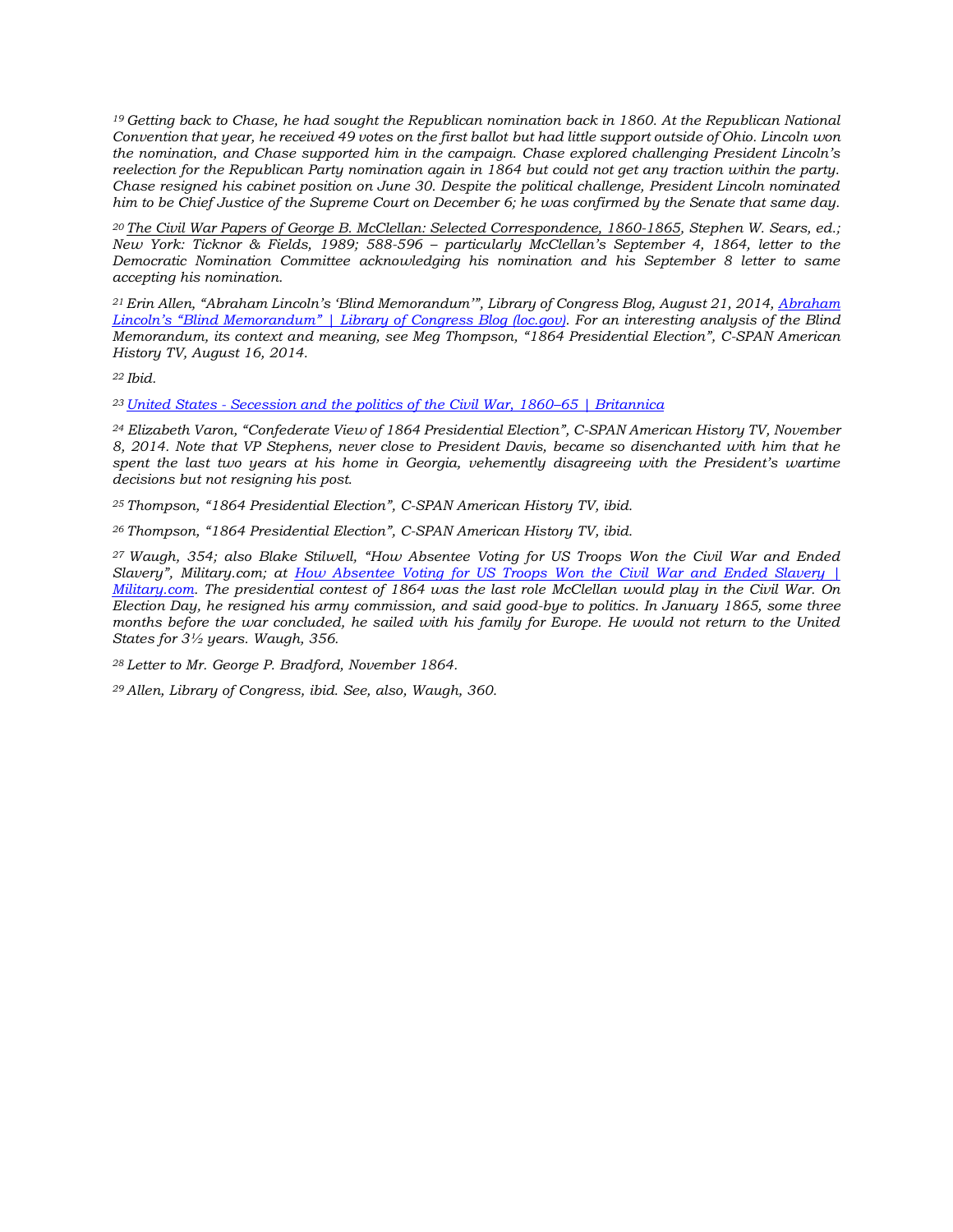*[19] Getting back to Chase, he had sought the Republican nomination back in 1860. At the Republican National Convention that year, he received 49 votes on the first ballot but had little support outside of Ohio. Lincoln won the nomination, and Chase supported him in the campaign. Chase explored challenging President Lincoln's reelection for the Republican Party nomination again in 1864 but could not get any traction within the party. Chase resigned his cabinet position on June 30. Despite the political challenge, President Lincoln nominated him to be Chief Justice of the Supreme Court on December 6; he was confirmed by the Senate that same day.*

*[20] The Civil War Papers of George B. McClellan: Selected Correspondence, 1860-1865, Stephen W. Sears, ed.; New York: Ticknor & Fields, 1989; 588-596 – particularly McClellan's September 4, 1864, letter to the Democratic Nomination Committee acknowledging his nomination and his September 8 letter to same accepting his nomination.*

*[21] Erin Allen, "Abraham Lincoln's 'Blind Memorandum'", Library of Congress Blog, August 21, 2014, Abraham Lincoln's "Blind Memorandum" | Library of Congress Blog (loc.gov). For an interesting analysis of the Blind Memorandum, its context and meaning, see Meg Thompson, "1864 Presidential Election", C-SPAN American History TV, August 16, 2014.*

*[22] Ibid.*

*[23] United States - Secession and the politics of the Civil War, 1860–65 | Britannica*

*[24] Elizabeth Varon, "Confederate View of 1864 Presidential Election", C-SPAN American History TV, November 8, 2014. Note that VP Stephens, never close to President Davis, became so disenchanted with him that he spent the last two years at his home in Georgia, vehemently disagreeing with the President's wartime decisions but not resigning his post.*

*[25] Thompson, "1864 Presidential Election", C-SPAN American History TV, ibid.*

*[26] Thompson, "1864 Presidential Election", C-SPAN American History TV, ibid.*

*[27] Waugh, 354; also Blake Stilwell, "How Absentee Voting for US Troops Won the Civil War and Ended Slavery", Military.com; at How Absentee Voting for US Troops Won the Civil War and Ended Slavery | Military.com. The presidential contest of 1864 was the last role McClellan would play in the Civil War. On Election Day, he resigned his army commission, and said good-bye to politics. In January 1865, some three months before the war concluded, he sailed with his family for Europe. He would not return to the United States for 3½ years. Waugh, 356.*

*[28] Letter to Mr. George P. Bradford, November 1864.*

*[29] Allen, Library of Congress, ibid. See, also, Waugh, 360.*